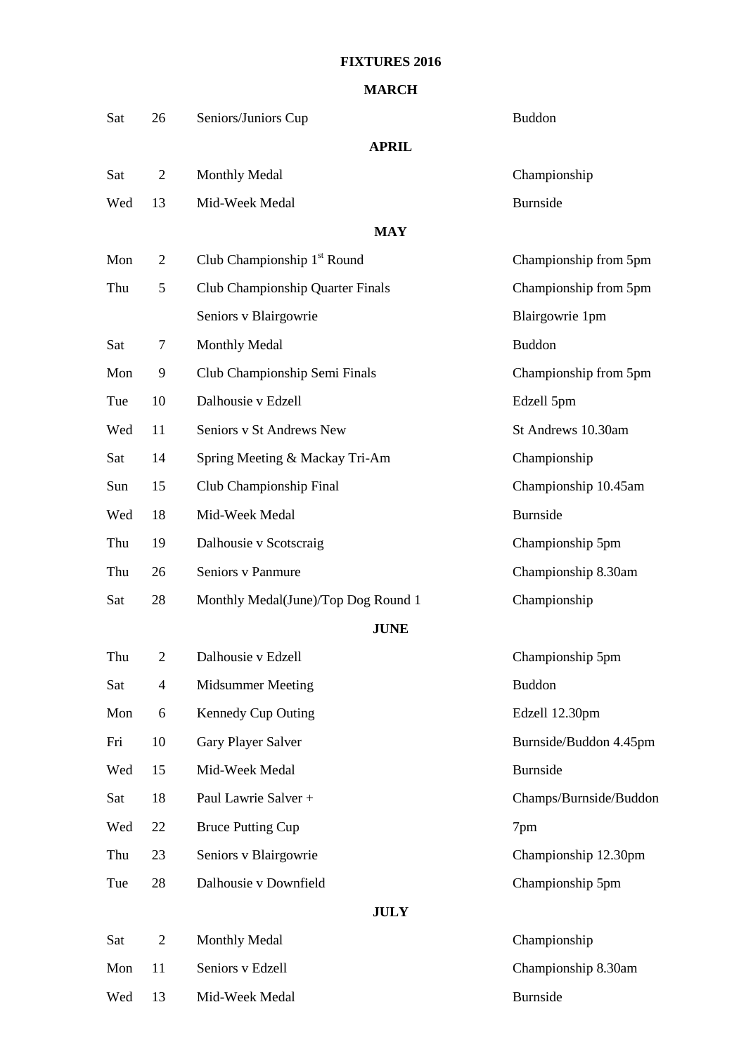# FIXTURES 2016

## MARCH

| | | | |
|---|---|---|---|
| Sat | 26 | Seniors/Juniors Cup | Buddon |

## APRIL

| | | | |
|---|---|---|---|
| Sat | 2 | Monthly Medal | Championship |
| Wed | 13 | Mid-Week Medal | Burnside |

## MAY

| | | | |
|---|---|---|---|
| Mon | 2 | Club Championship 1st Round | Championship from 5pm |
| Thu | 5 | Club Championship Quarter Finals | Championship from 5pm |
| | | Seniors v Blairgowrie | Blairgowrie 1pm |
| Sat | 7 | Monthly Medal | Buddon |
| Mon | 9 | Club Championship Semi Finals | Championship from 5pm |
| Tue | 10 | Dalhousie v Edzell | Edzell 5pm |
| Wed | 11 | Seniors v St Andrews New | St Andrews 10.30am |
| Sat | 14 | Spring Meeting & Mackay Tri-Am | Championship |
| Sun | 15 | Club Championship Final | Championship 10.45am |
| Wed | 18 | Mid-Week Medal | Burnside |
| Thu | 19 | Dalhousie v Scotscraig | Championship 5pm |
| Thu | 26 | Seniors v Panmure | Championship 8.30am |
| Sat | 28 | Monthly Medal(June)/Top Dog Round 1 | Championship |

## JUNE

| | | | |
|---|---|---|---|
| Thu | 2 | Dalhousie v Edzell | Championship 5pm |
| Sat | 4 | Midsummer Meeting | Buddon |
| Mon | 6 | Kennedy Cup Outing | Edzell 12.30pm |
| Fri | 10 | Gary Player Salver | Burnside/Buddon 4.45pm |
| Wed | 15 | Mid-Week Medal | Burnside |
| Sat | 18 | Paul Lawrie Salver + | Champs/Burnside/Buddon |
| Wed | 22 | Bruce Putting Cup | 7pm |
| Thu | 23 | Seniors v Blairgowrie | Championship 12.30pm |
| Tue | 28 | Dalhousie v Downfield | Championship 5pm |

## JULY

| | | | |
|---|---|---|---|
| Sat | 2 | Monthly Medal | Championship |
| Mon | 11 | Seniors v Edzell | Championship 8.30am |
| Wed | 13 | Mid-Week Medal | Burnside |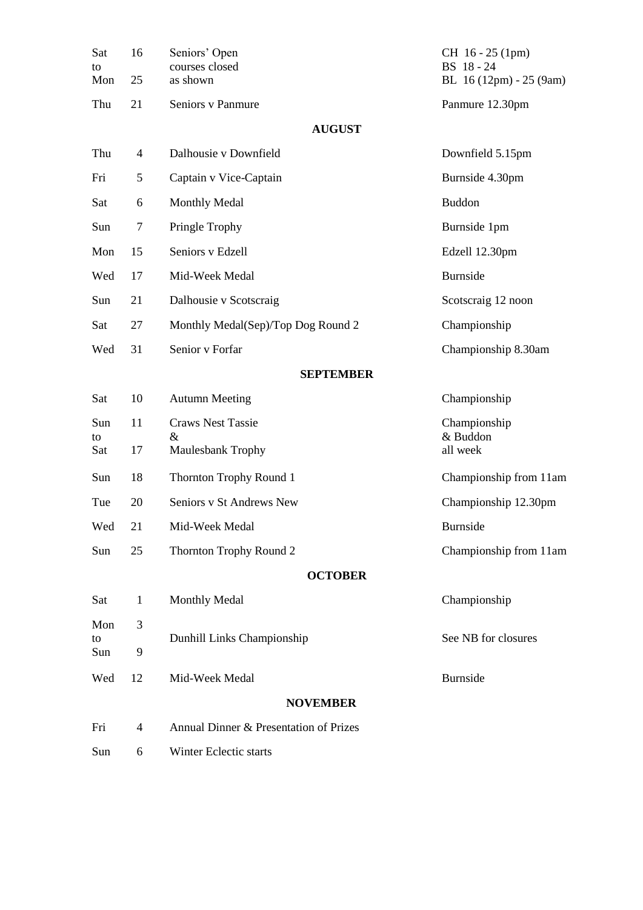| | | | |
|---|---|---|---|
| Sat to Mon | 16 25 | Seniors' Open courses closed as shown | CH 16 - 25 (1pm) BS 18 - 24 BL 16 (12pm) - 25 (9am) |
| Thu | 21 | Seniors v Panmure | Panmure 12.30pm |

**AUGUST**

| | | | |
|---|---|---|---|
| Thu | 4 | Dalhousie v Downfield | Downfield 5.15pm |
| Fri | 5 | Captain v Vice-Captain | Burnside 4.30pm |
| Sat | 6 | Monthly Medal | Buddon |
| Sun | 7 | Pringle Trophy | Burnside 1pm |
| Mon | 15 | Seniors v Edzell | Edzell 12.30pm |
| Wed | 17 | Mid-Week Medal | Burnside |
| Sun | 21 | Dalhousie v Scotscraig | Scotscraig 12 noon |
| Sat | 27 | Monthly Medal(Sep)/Top Dog Round 2 | Championship |
| Wed | 31 | Senior v Forfar | Championship 8.30am |

**SEPTEMBER**

| | | | |
|---|---|---|---|
| Sat | 10 | Autumn Meeting | Championship |
| Sun to Sat | 11  17 | Craws Nest Tassie & Maulesbank Trophy | Championship & Buddon all week |
| Sun | 18 | Thornton Trophy Round 1 | Championship from 11am |
| Tue | 20 | Seniors v St Andrews New | Championship 12.30pm |
| Wed | 21 | Mid-Week Medal | Burnside |
| Sun | 25 | Thornton Trophy Round 2 | Championship from 11am |

**OCTOBER**

| | | | |
|---|---|---|---|
| Sat | 1 | Monthly Medal | Championship |
| Mon to Sun | 3 9 | Dunhill Links Championship | See NB for closures |
| Wed | 12 | Mid-Week Medal | Burnside |

**NOVEMBER**

| | | | |
|---|---|---|---|
| Fri | 4 | Annual Dinner & Presentation of Prizes | |
| Sun | 6 | Winter Eclectic starts | |